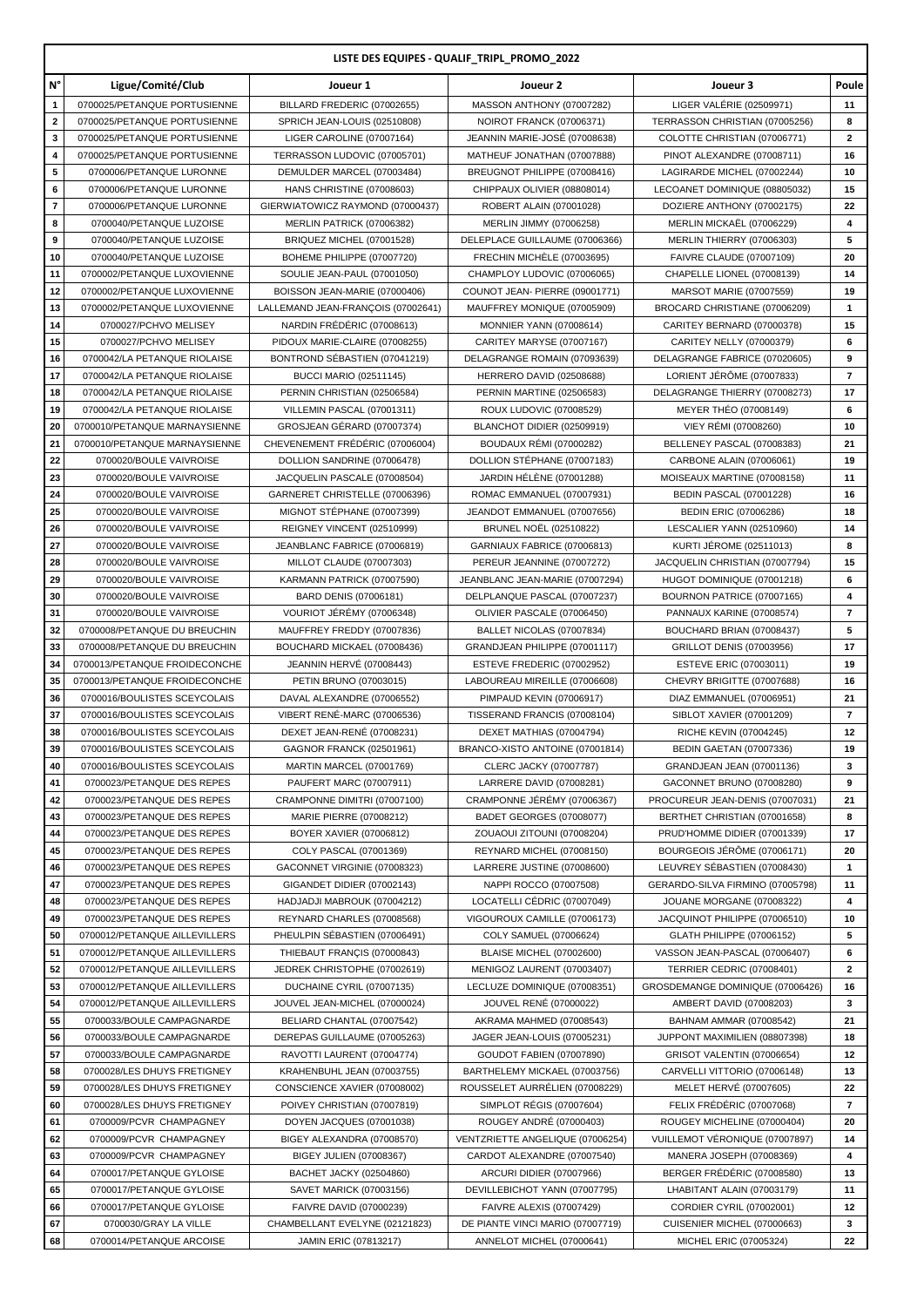# LISTE DES EQUIPES - QUALIF_TRIPL_PROMO_2022

| N° | Ligue/Comité/Club | Joueur 1 | Joueur 2 | Joueur 3 | Poule |
|---|---|---|---|---|---|
| 1 | 0700025/PETANQUE PORTUSIENNE | BILLARD FREDERIC (07002655) | MASSON ANTHONY (07007282) | LIGER VALÉRIE (02509971) | 11 |
| 2 | 0700025/PETANQUE PORTUSIENNE | SPRICH JEAN-LOUIS (02510808) | NOIROT FRANCK (07006371) | TERRASSON CHRISTIAN (07005256) | 8 |
| 3 | 0700025/PETANQUE PORTUSIENNE | LIGER CAROLINE (07007164) | JEANNIN MARIE-JOSÉ (07008638) | COLOTTE CHRISTIAN (07006771) | 2 |
| 4 | 0700025/PETANQUE PORTUSIENNE | TERRASSON LUDOVIC (07005701) | MATHEUF JONATHAN (07007888) | PINOT ALEXANDRE (07008711) | 16 |
| 5 | 0700006/PETANQUE LURONNE | DEMULDER MARCEL (07003484) | BREUGNOT PHILIPPE (07008416) | LAGIRARDE MICHEL (07002244) | 10 |
| 6 | 0700006/PETANQUE LURONNE | HANS CHRISTINE (07008603) | CHIPPAUX OLIVIER (08808014) | LECOANET DOMINIQUE (08805032) | 15 |
| 7 | 0700006/PETANQUE LURONNE | GIERWIATOWICZ RAYMOND (07000437) | ROBERT ALAIN (07001028) | DOZIERE ANTHONY (07002175) | 22 |
| 8 | 0700040/PETANQUE LUZOISE | MERLIN PATRICK (07006382) | MERLIN JIMMY (07006258) | MERLIN MICKAËL (07006229) | 4 |
| 9 | 0700040/PETANQUE LUZOISE | BRIQUEZ MICHEL (07001528) | DELEPLACE GUILLAUME (07006366) | MERLIN THIERRY (07006303) | 5 |
| 10 | 0700040/PETANQUE LUZOISE | BOHEME PHILIPPE (07007720) | FRECHIN MICHÈLE (07003695) | FAIVRE CLAUDE (07007109) | 20 |
| 11 | 0700002/PETANQUE LUXOVIENNE | SOULIE JEAN-PAUL (07001050) | CHAMPLOY LUDOVIC (07006065) | CHAPELLE LIONEL (07008139) | 14 |
| 12 | 0700002/PETANQUE LUXOVIENNE | BOISSON JEAN-MARIE (07000406) | COUNOT JEAN- PIERRE (09001771) | MARSOT MARIE (07007559) | 19 |
| 13 | 0700002/PETANQUE LUXOVIENNE | LALLEMAND JEAN-FRANÇOIS (07002641) | MAUFFREY MONIQUE (07005909) | BROCARD CHRISTIANE (07006209) | 1 |
| 14 | 0700027/PCHVO MELISEY | NARDIN FRÉDÉRIC (07008613) | MONNIER YANN (07008614) | CARITEY BERNARD (07000378) | 15 |
| 15 | 0700027/PCHVO MELISEY | PIDOUX MARIE-CLAIRE (07008255) | CARITEY MARYSE (07007167) | CARITEY NELLY (07000379) | 6 |
| 16 | 0700042/LA PETANQUE RIOLAISE | BONTROND SÉBASTIEN (07041219) | DELAGRANGE ROMAIN (07093639) | DELAGRANGE FABRICE (07020605) | 9 |
| 17 | 0700042/LA PETANQUE RIOLAISE | BUCCI MARIO (02511145) | HERRERO DAVID (02508688) | LORIENT JÉRÔME (07007833) | 7 |
| 18 | 0700042/LA PETANQUE RIOLAISE | PERNIN CHRISTIAN (02506584) | PERNIN MARTINE (02506583) | DELAGRANGE THIERRY (07008273) | 17 |
| 19 | 0700042/LA PETANQUE RIOLAISE | VILLEMIN PASCAL (07001311) | ROUX LUDOVIC (07008529) | MEYER THÉO (07008149) | 6 |
| 20 | 0700010/PETANQUE MARNAYSIENNE | GROSJEAN GÉRARD (07007374) | BLANCHOT DIDIER (02509919) | VIEY RÉMI (07008260) | 10 |
| 21 | 0700010/PETANQUE MARNAYSIENNE | CHEVENEMENT FRÉDÉRIC (07006004) | BOUDAUX RÉMI (07000282) | BELLENEY PASCAL (07008383) | 21 |
| 22 | 0700020/BOULE VAIVROISE | DOLLION SANDRINE (07006478) | DOLLION STÉPHANE (07007183) | CARBONE ALAIN (07006061) | 19 |
| 23 | 0700020/BOULE VAIVROISE | JACQUELIN PASCALE (07008504) | JARDIN HÉLÈNE (07001288) | MOISEAUX MARTINE (07008158) | 11 |
| 24 | 0700020/BOULE VAIVROISE | GARNERET CHRISTELLE (07006396) | ROMAC EMMANUEL (07007931) | BEDIN PASCAL (07001228) | 16 |
| 25 | 0700020/BOULE VAIVROISE | MIGNOT STÉPHANE (07007399) | JEANDOT EMMANUEL (07007656) | BEDIN ERIC (07006286) | 18 |
| 26 | 0700020/BOULE VAIVROISE | REIGNEY VINCENT (02510999) | BRUNEL NOËL (02510822) | LESCALIER YANN (02510960) | 14 |
| 27 | 0700020/BOULE VAIVROISE | JEANBLANC FABRICE (07006819) | GARNIAUX FABRICE (07006813) | KURTI JÉROME (02511013) | 8 |
| 28 | 0700020/BOULE VAIVROISE | MILLOT CLAUDE (07007303) | PEREUR JEANNINE (07007272) | JACQUELIN CHRISTIAN (07007794) | 15 |
| 29 | 0700020/BOULE VAIVROISE | KARMANN PATRICK (07007590) | JEANBLANC JEAN-MARIE (07007294) | HUGOT DOMINIQUE (07001218) | 6 |
| 30 | 0700020/BOULE VAIVROISE | BARD DENIS (07006181) | DELPLANQUE PASCAL (07007237) | BOURNON PATRICE (07007165) | 4 |
| 31 | 0700020/BOULE VAIVROISE | VOURIOT JÉRÉMY (07006348) | OLIVIER PASCALE (07006450) | PANNAUX KARINE (07008574) | 7 |
| 32 | 0700008/PETANQUE DU BREUCHIN | MAUFFREY FREDDY (07007836) | BALLET NICOLAS (07007834) | BOUCHARD BRIAN (07008437) | 5 |
| 33 | 0700008/PETANQUE DU BREUCHIN | BOUCHARD MICKAEL (07008436) | GRANDJEAN PHILIPPE (07001117) | GRILLOT DENIS (07003956) | 17 |
| 34 | 0700013/PETANQUE FROIDECONCHE | JEANNIN HERVÉ (07008443) | ESTEVE FREDERIC (07002952) | ESTEVE ERIC (07003011) | 19 |
| 35 | 0700013/PETANQUE FROIDECONCHE | PETIN BRUNO (07003015) | LABOUREAU MIREILLE (07006608) | CHEVRY BRIGITTE (07007688) | 16 |
| 36 | 0700016/BOULISTES SCEYCOLAIS | DAVAL ALEXANDRE (07006552) | PIMPAUD KEVIN (07006917) | DIAZ EMMANUEL (07006951) | 21 |
| 37 | 0700016/BOULISTES SCEYCOLAIS | VIBERT RENÉ-MARC (07006536) | TISSERAND FRANCIS (07008104) | SIBLOT XAVIER (07001209) | 7 |
| 38 | 0700016/BOULISTES SCEYCOLAIS | DEXET JEAN-RENÉ (07008231) | DEXET MATHIAS (07004794) | RICHE KEVIN (07004245) | 12 |
| 39 | 0700016/BOULISTES SCEYCOLAIS | GAGNOR FRANCK (02501961) | BRANCO-XISTO ANTOINE (07001814) | BEDIN GAETAN (07007336) | 19 |
| 40 | 0700016/BOULISTES SCEYCOLAIS | MARTIN MARCEL (07001769) | CLERC JACKY (07007787) | GRANDJEAN JEAN (07001136) | 3 |
| 41 | 0700023/PETANQUE DES REPES | PAUFERT MARC (07007911) | LARRERE DAVID (07008281) | GACONNET BRUNO (07008280) | 9 |
| 42 | 0700023/PETANQUE DES REPES | CRAMPONNE DIMITRI (07007100) | CRAMPONNE JÉRÉMY (07006367) | PROCUREUR JEAN-DENIS (07007031) | 21 |
| 43 | 0700023/PETANQUE DES REPES | MARIE PIERRE (07008212) | BADET GEORGES (07008077) | BERTHET CHRISTIAN (07001658) | 8 |
| 44 | 0700023/PETANQUE DES REPES | BOYER XAVIER (07006812) | ZOUAOUI ZITOUNI (07008204) | PRUD'HOMME DIDIER (07001339) | 17 |
| 45 | 0700023/PETANQUE DES REPES | COLY PASCAL (07001369) | REYNARD MICHEL (07008150) | BOURGEOIS JÉRÔME (07006171) | 20 |
| 46 | 0700023/PETANQUE DES REPES | GACONNET VIRGINIE (07008323) | LARRERE JUSTINE (07008600) | LEUVREY SÉBASTIEN (07008430) | 1 |
| 47 | 0700023/PETANQUE DES REPES | GIGANDET DIDIER (07002143) | NAPPI ROCCO (07007508) | GERARDO-SILVA FIRMINO (07005798) | 11 |
| 48 | 0700023/PETANQUE DES REPES | HADJADJI MABROUK (07004212) | LOCATELLI CÉDRIC (07007049) | JOUANE MORGANE (07008322) | 4 |
| 49 | 0700023/PETANQUE DES REPES | REYNARD CHARLES (07008568) | VIGOUROUX CAMILLE (07006173) | JACQUINOT PHILIPPE (07006510) | 10 |
| 50 | 0700012/PETANQUE AILLEVILLERS | PHEULPIN SÉBASTIEN (07006491) | COLY SAMUEL (07006624) | GLATH PHILIPPE (07006152) | 5 |
| 51 | 0700012/PETANQUE AILLEVILLERS | THIEBAUT FRANÇIS (07000843) | BLAISE MICHEL (07002600) | VASSON JEAN-PASCAL (07006407) | 6 |
| 52 | 0700012/PETANQUE AILLEVILLERS | JEDREK CHRISTOPHE (07002619) | MENIGOZ LAURENT (07003407) | TERRIER CEDRIC (07008401) | 2 |
| 53 | 0700012/PETANQUE AILLEVILLERS | DUCHAINE CYRIL (07007135) | LECLUZE DOMINIQUE (07008351) | GROSDEMANGE DOMINIQUE (07006426) | 16 |
| 54 | 0700012/PETANQUE AILLEVILLERS | JOUVEL JEAN-MICHEL (07000024) | JOUVEL RENÉ (07000022) | AMBERT DAVID (07008203) | 3 |
| 55 | 0700033/BOULE CAMPAGNARDE | BELIARD CHANTAL (07007542) | AKRAMA MAHMED (07008543) | BAHNAM AMMAR (07008542) | 21 |
| 56 | 0700033/BOULE CAMPAGNARDE | DEREPAS GUILLAUME (07005263) | JAGER JEAN-LOUIS (07005231) | JUPPONT MAXIMILIEN (08807398) | 18 |
| 57 | 0700033/BOULE CAMPAGNARDE | RAVOTTI LAURENT (07004774) | GOUDOT FABIEN (07007890) | GRISOT VALENTIN (07006654) | 12 |
| 58 | 0700028/LES DHUYS FRETIGNEY | KRAHENBUHL JEAN (07003755) | BARTHELEMY MICKAEL (07003756) | CARVELLI VITTORIO (07006148) | 13 |
| 59 | 0700028/LES DHUYS FRETIGNEY | CONSCIENCE XAVIER (07008002) | ROUSSELET AURRÉLIEN (07008229) | MELET HERVÉ (07007605) | 22 |
| 60 | 0700028/LES DHUYS FRETIGNEY | POIVEY CHRISTIAN (07007819) | SIMPLOT RÉGIS (07007604) | FELIX FRÉDÉRIC (07007068) | 7 |
| 61 | 0700009/PCVR CHAMPAGNEY | DOYEN JACQUES (07001038) | ROUGEY ANDRÉ (07000403) | ROUGEY MICHELINE (07000404) | 20 |
| 62 | 0700009/PCVR CHAMPAGNEY | BIGEY ALEXANDRA (07008570) | VENTZRIETTE ANGELIQUE (07006254) | VUILLEMOT VÉRONIQUE (07007897) | 14 |
| 63 | 0700009/PCVR CHAMPAGNEY | BIGEY JULIEN (07008367) | CARDOT ALEXANDRE (07007540) | MANERA JOSEPH (07008369) | 4 |
| 64 | 0700017/PETANQUE GYLOISE | BACHET JACKY (02504860) | ARCURI DIDIER (07007966) | BERGER FRÉDÉRIC (07008580) | 13 |
| 65 | 0700017/PETANQUE GYLOISE | SAVET MARICK (07003156) | DEVILLEBICHOT YANN (07007795) | LHABITANT ALAIN (07003179) | 11 |
| 66 | 0700017/PETANQUE GYLOISE | FAIVRE DAVID (07000239) | FAIVRE ALEXIS (07007429) | CORDIER CYRIL (07002001) | 12 |
| 67 | 0700030/GRAY LA VILLE | CHAMBELLANT EVELYNE (02121823) | DE PIANTE VINCI MARIO (07007719) | CUISENIER MICHEL (07000663) | 3 |
| 68 | 0700014/PETANQUE ARCOISE | JAMIN ERIC (07813217) | ANNELOT MICHEL (07000641) | MICHEL ERIC (07005324) | 22 |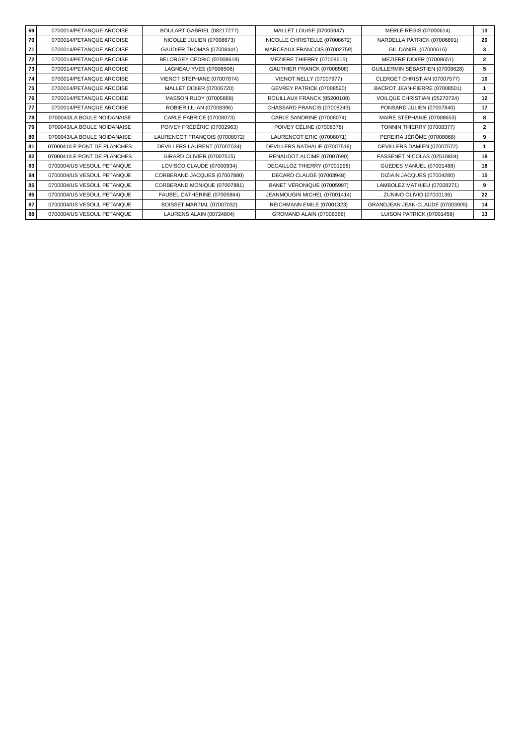| | | | | | |
|---|---|---|---|---|---|
| 69 | 0700014/PETANQUE ARCOISE | BOULART GABRIEL (08217277) | MALLET LOUISE (07005947) | MERLE RÉGIS (07000614) | 13 |
| 70 | 0700014/PETANQUE ARCOISE | NICOLLE JULIEN (07008673) | NICOLLE CHRISTELLE (07008672) | NARDELLA PATRICK (07006891) | 20 |
| 71 | 0700014/PETANQUE ARCOISE | GAUDIER THOMAS (07008441) | MARCEAUX FRANCOIS (07002759) | GIL DANIEL (07000616) | 3 |
| 72 | 0700014/PETANQUE ARCOISE | BELORGEY CÉDRIC (07008618) | MEZIERE THIERRY (07008615) | MEZIERE DIDIER (07008651) | 2 |
| 73 | 0700014/PETANQUE ARCOISE | LAGNEAU YVES (07008506) | GAUTHIER FRANCK (07008508) | GUILLERMIN SÉBASTIEN (07008628) | 5 |
| 74 | 0700014/PETANQUE ARCOISE | VIENOT STÉPHANE (07007874) | VIENOT NELLY (07007977) | CLERGET CHRISTIAN (07007577) | 10 |
| 75 | 0700014/PETANQUE ARCOISE | MALLET DIDIER (07006720) | GEVREY PATRICK (07008520) | BACROT JEAN-PIERRE (07008501) | 1 |
| 76 | 0700014/PETANQUE ARCOISE | MASSON RUDY (07005868) | ROUILLAUX FRANCK (05200108) | VOILQUE CHRISTIAN (05270724) | 12 |
| 77 | 0700014/PETANQUE ARCOISE | ROBIER LILIAN (07008396) | CHASSARD FRANCIS (07008243) | PONSARD JULIEN (07007840) | 17 |
| 78 | 0700043/LA BOULE NOIDANAISE | CARLE FABRICE (07008073) | CARLE SANDRINE (07008074) | MAIRE STÉPHANIE (07008653) | 8 |
| 79 | 0700043/LA BOULE NOIDANAISE | POIVEY FRÉDÉRIC (07002963) | POIVEY CÉLINE (07008378) | TONNIN THIERRY (07008377) | 2 |
| 80 | 0700043/LA BOULE NOIDANAISE | LAURENCOT FRANÇOIS (07008072) | LAURENCOT ERIC (07008071) | PEREIRA JÉRÔME (07008068) | 9 |
| 81 | 0700041/LE PONT DE PLANCHES | DEVILLERS LAURENT (07007034) | DEVILLERS NATHALIE (07007518) | DEVILLERS DAMIEN (07007572) | 1 |
| 82 | 0700041/LE PONT DE PLANCHES | GIRARD OLIVIER (07007515) | RENAUDOT ALCIME (07007690) | FASSENET NICOLAS (02510804) | 18 |
| 83 | 0700004/US VESOUL PETANQUE | LOVISCO CLAUDE (07000934) | DECAILLOZ THIERRY (07001298) | GUEDES MANUEL (07001488) | 18 |
| 84 | 0700004/US VESOUL PETANQUE | CORBERAND JACQUES (07007880) | DECARD CLAUDE (07003948) | DIZIAIN JACQUES (07004280) | 15 |
| 85 | 0700004/US VESOUL PETANQUE | CORBERAND MONIQUE (07007881) | BANET VÉRONIQUE (07005997) | LAMBOLEZ MATHIEU (07008271) | 9 |
| 86 | 0700004/US VESOUL PETANQUE | FAUBEL CATHERINE (07005864) | JEANMOUGIN MICHEL (07001414) | ZUNINO OLIVIO (07000136) | 22 |
| 87 | 0700004/US VESOUL PETANQUE | BOISSET MARTIAL (07007032) | REICHMANN EMILE (07001323) | GRANDJEAN JEAN-CLAUDE (07003905) | 14 |
| 88 | 0700004/US VESOUL PETANQUE | LAURENS ALAIN (00724804) | GROMAND ALAIN (07006368) | LUISON PATRICK (07001458) | 13 |